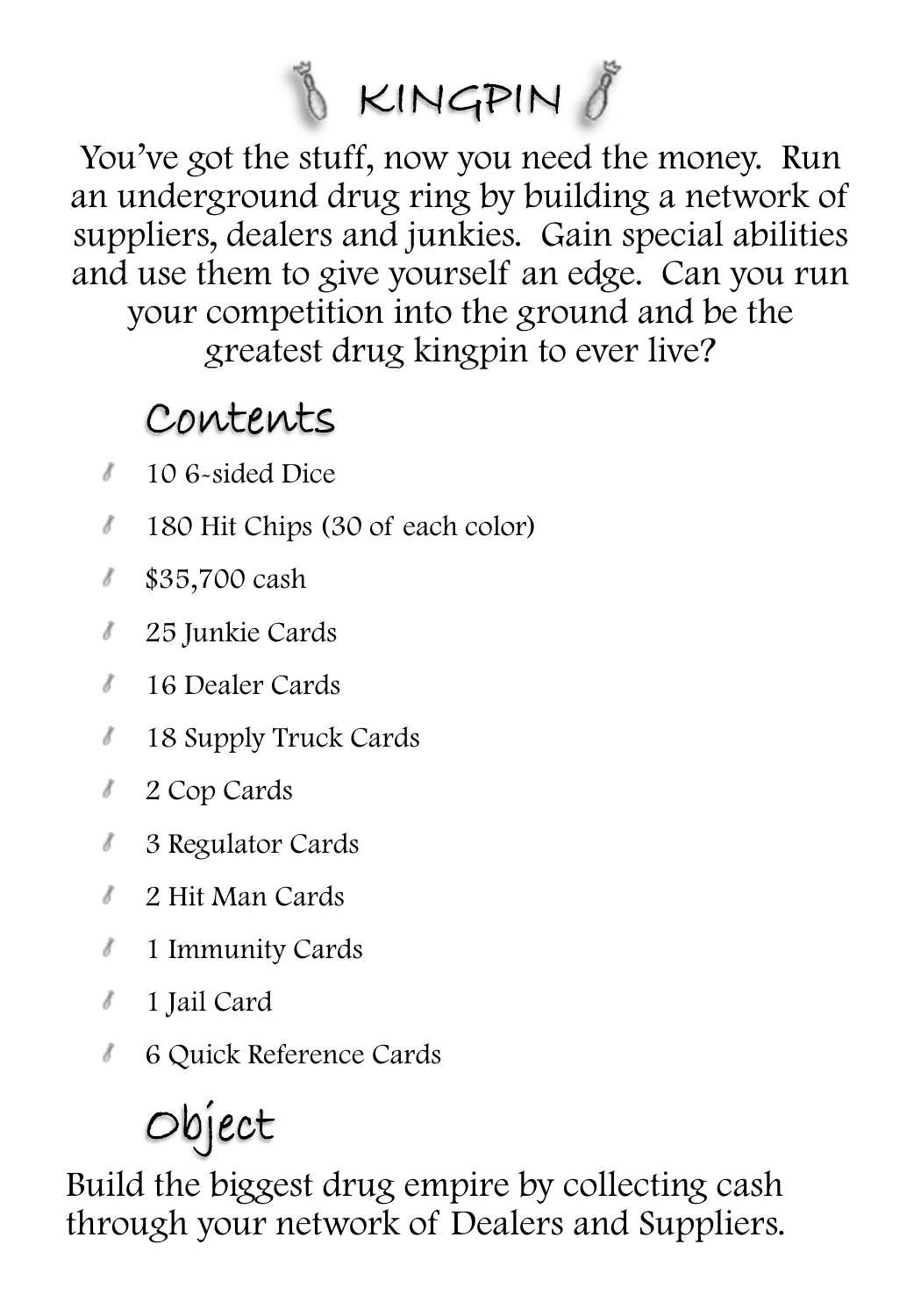# KINGPIN

You've got the stuff, now you need the money. Run an underground drug ring by building a network of suppliers, dealers and junkies. Gain special abilities and use them to give yourself an edge. Can you run your competition into the ground and be the greatest drug kingpin to ever live?

## Contents

- 10 6-sided Dice
- 180 Hit Chips (30 of each color)
- $35,700 cash
- 25 Junkie Cards
- 16 Dealer Cards
- 18 Supply Truck Cards
- 2 Cop Cards
- 3 Regulator Cards
- 2 Hit Man Cards
- 1 Immunity Cards
- 1 Jail Card
- 6 Quick Reference Cards

## Object

Build the biggest drug empire by collecting cash through your network of Dealers and Suppliers.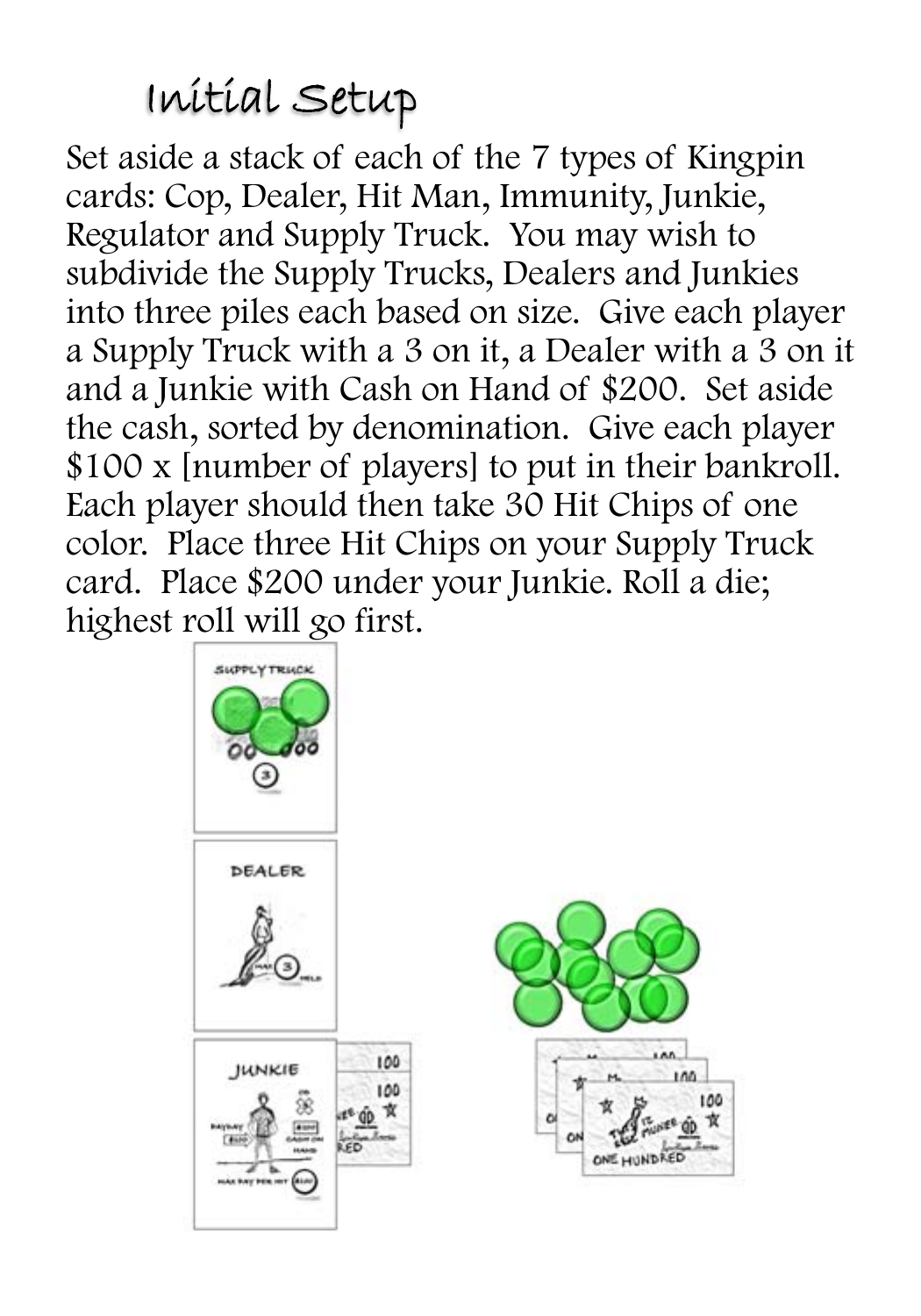# Initial Setup

Set aside a stack of each of the 7 types of Kingpin cards: Cop, Dealer, Hit Man, Immunity, Junkie, Regulator and Supply Truck. You may wish to subdivide the Supply Trucks, Dealers and Junkies into three piles each based on size. Give each player a Supply Truck with a 3 on it, a Dealer with a 3 on it and a Junkie with Cash on Hand of $200. Set aside the cash, sorted by denomination. Give each player $100 x [number of players] to put in their bankroll. Each player should then take 30 Hit Chips of one color. Place three Hit Chips on your Supply Truck card. Place $200 under your Junkie. Roll a die; highest roll will go first.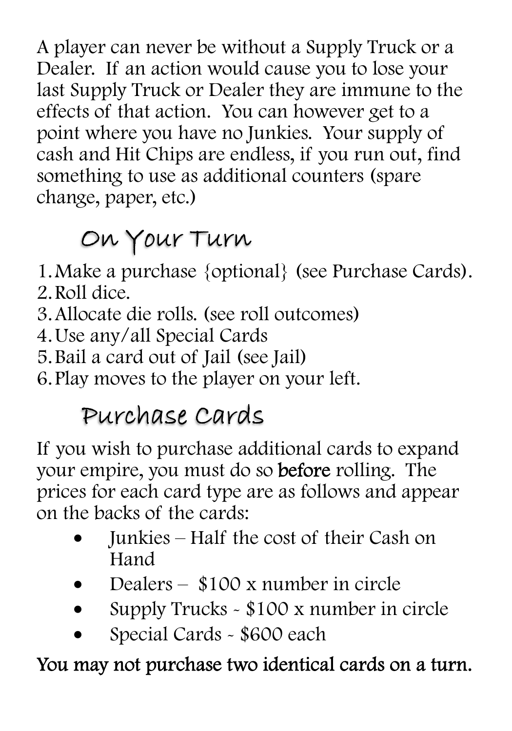A player can never be without a Supply Truck or a Dealer. If an action would cause you to lose your last Supply Truck or Dealer they are immune to the effects of that action. You can however get to a point where you have no Junkies. Your supply of cash and Hit Chips are endless, if you run out, find something to use as additional counters (spare change, paper, etc.)

## On Your Turn

1. Make a purchase {optional} (see Purchase Cards).
2. Roll dice.
3. Allocate die rolls. (see roll outcomes)
4. Use any/all Special Cards
5. Bail a card out of Jail (see Jail)
6. Play moves to the player on your left.

## Purchase Cards

If you wish to purchase additional cards to expand your empire, you must do so **before** rolling. The prices for each card type are as follows and appear on the backs of the cards:

- Junkies – Half the cost of their Cash on Hand
- Dealers – $100 x number in circle
- Supply Trucks - $100 x number in circle
- Special Cards - $600 each

**You may not purchase two identical cards on a turn.**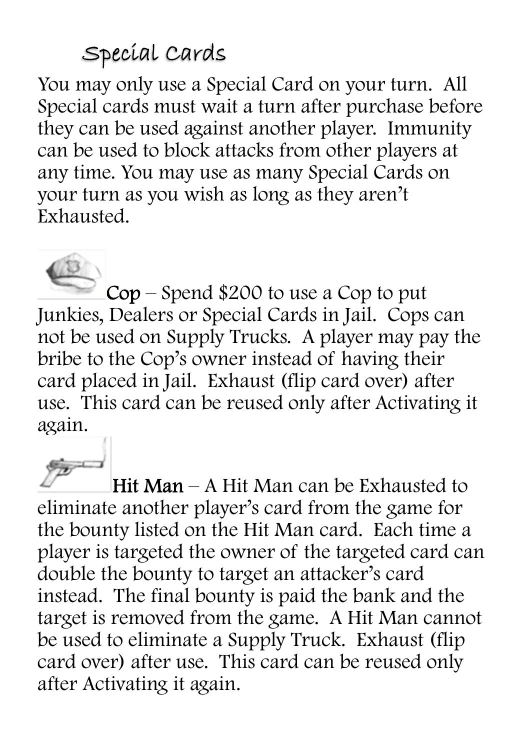## Special Cards

You may only use a Special Card on your turn. All Special cards must wait a turn after purchase before they can be used against another player. Immunity can be used to block attacks from other players at any time. You may use as many Special Cards on your turn as you wish as long as they aren't Exhausted.

**Cop** – Spend $200 to use a Cop to put Junkies, Dealers or Special Cards in Jail. Cops can not be used on Supply Trucks. A player may pay the bribe to the Cop's owner instead of having their card placed in Jail. Exhaust (flip card over) after use. This card can be reused only after Activating it again.

**Hit Man** – A Hit Man can be Exhausted to eliminate another player's card from the game for the bounty listed on the Hit Man card. Each time a player is targeted the owner of the targeted card can double the bounty to target an attacker's card instead. The final bounty is paid the bank and the target is removed from the game. A Hit Man cannot be used to eliminate a Supply Truck. Exhaust (flip card over) after use. This card can be reused only after Activating it again.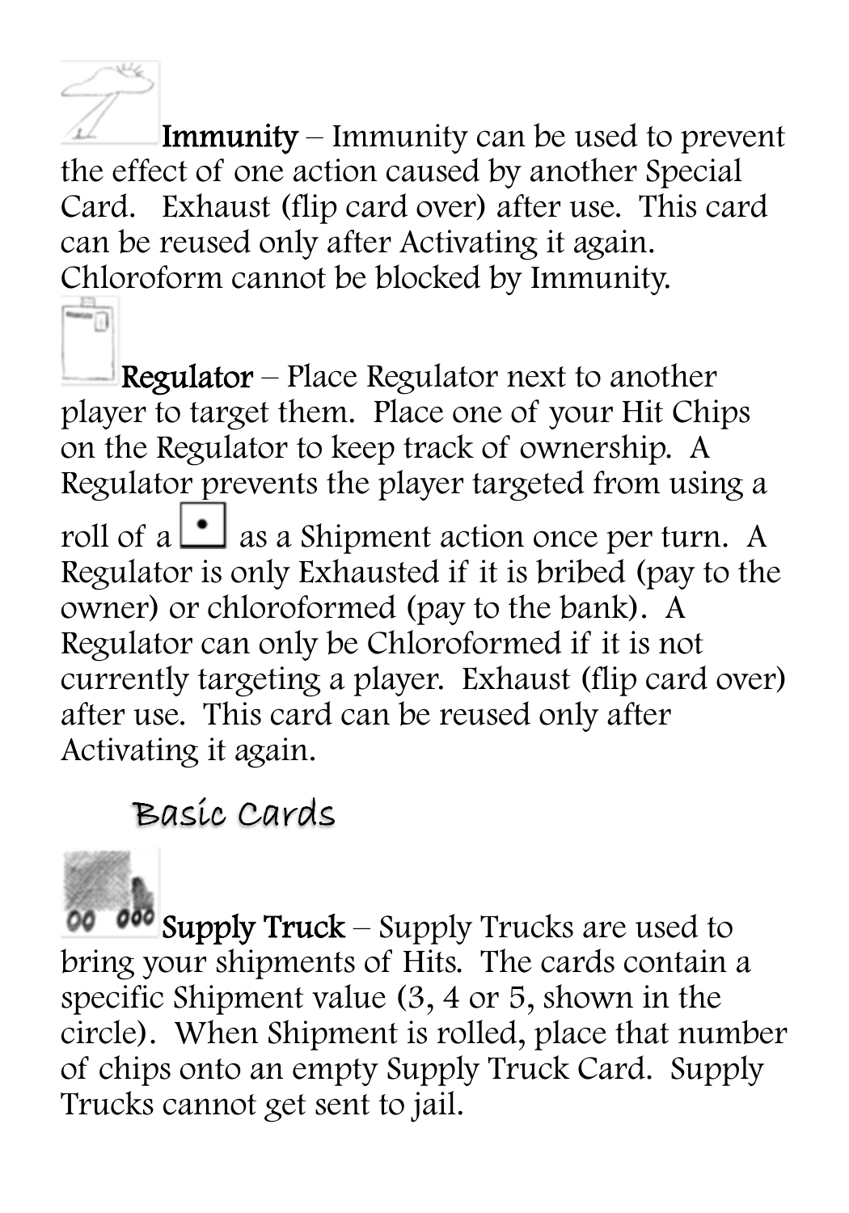**Immunity** – Immunity can be used to prevent the effect of one action caused by another Special Card. Exhaust (flip card over) after use. This card can be reused only after Activating it again. Chloroform cannot be blocked by Immunity.

**Regulator** – Place Regulator next to another player to target them. Place one of your Hit Chips on the Regulator to keep track of ownership. A Regulator prevents the player targeted from using a roll of a ⚀ as a Shipment action once per turn. A Regulator is only Exhausted if it is bribed (pay to the owner) or chloroformed (pay to the bank). A Regulator can only be Chloroformed if it is not currently targeting a player. Exhaust (flip card over) after use. This card can be reused only after Activating it again.

## Basic Cards

**Supply Truck** – Supply Trucks are used to bring your shipments of Hits. The cards contain a specific Shipment value (3, 4 or 5, shown in the circle). When Shipment is rolled, place that number of chips onto an empty Supply Truck Card. Supply Trucks cannot get sent to jail.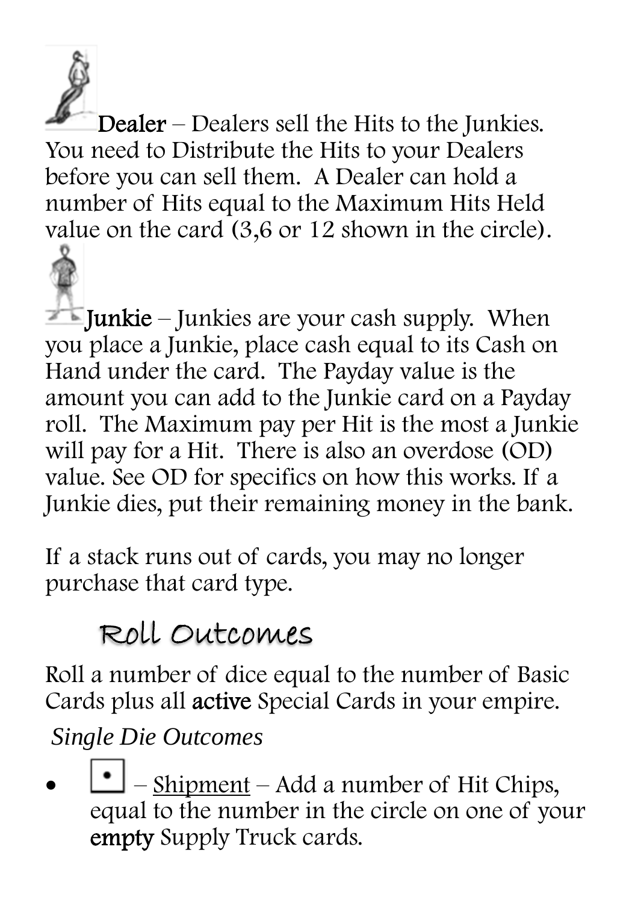**Dealer** – Dealers sell the Hits to the Junkies. You need to Distribute the Hits to your Dealers before you can sell them. A Dealer can hold a number of Hits equal to the Maximum Hits Held value on the card (3,6 or 12 shown in the circle).

**Junkie** – Junkies are your cash supply. When you place a Junkie, place cash equal to its Cash on Hand under the card. The Payday value is the amount you can add to the Junkie card on a Payday roll. The Maximum pay per Hit is the most a Junkie will pay for a Hit. There is also an overdose (OD) value. See OD for specifics on how this works. If a Junkie dies, put their remaining money in the bank.

If a stack runs out of cards, you may no longer purchase that card type.

## Roll Outcomes

Roll a number of dice equal to the number of Basic Cards plus all **active** Special Cards in your empire.

*Single Die Outcomes*

- ⚀ – Shipment – Add a number of Hit Chips, equal to the number in the circle on one of your **empty** Supply Truck cards.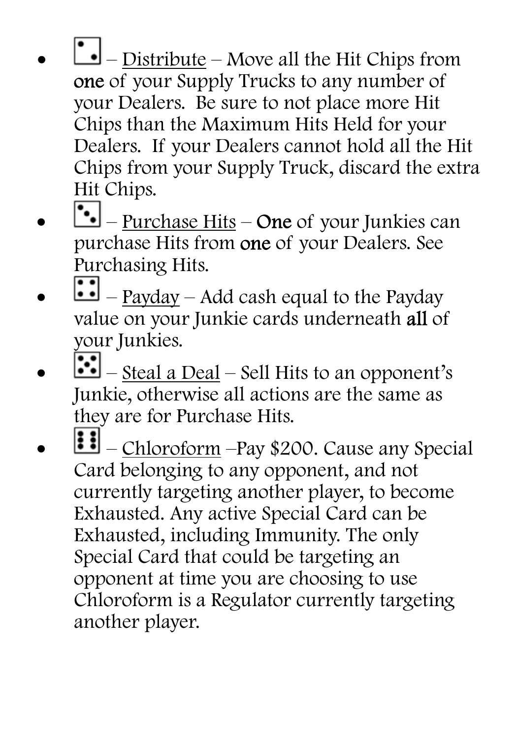- ⚁ – Distribute – Move all the Hit Chips from **one** of your Supply Trucks to any number of your Dealers. Be sure to not place more Hit Chips than the Maximum Hits Held for your Dealers. If your Dealers cannot hold all the Hit Chips from your Supply Truck, discard the extra Hit Chips.
- ⚂ – Purchase Hits – **One** of your Junkies can purchase Hits from **one** of your Dealers. See Purchasing Hits.
- ⚃ – Payday – Add cash equal to the Payday value on your Junkie cards underneath **all** of your Junkies.
- ⚄ – Steal a Deal – Sell Hits to an opponent's Junkie, otherwise all actions are the same as they are for Purchase Hits.
- ⚅ – Chloroform –Pay $200. Cause any Special Card belonging to any opponent, and not currently targeting another player, to become Exhausted. Any active Special Card can be Exhausted, including Immunity. The only Special Card that could be targeting an opponent at time you are choosing to use Chloroform is a Regulator currently targeting another player.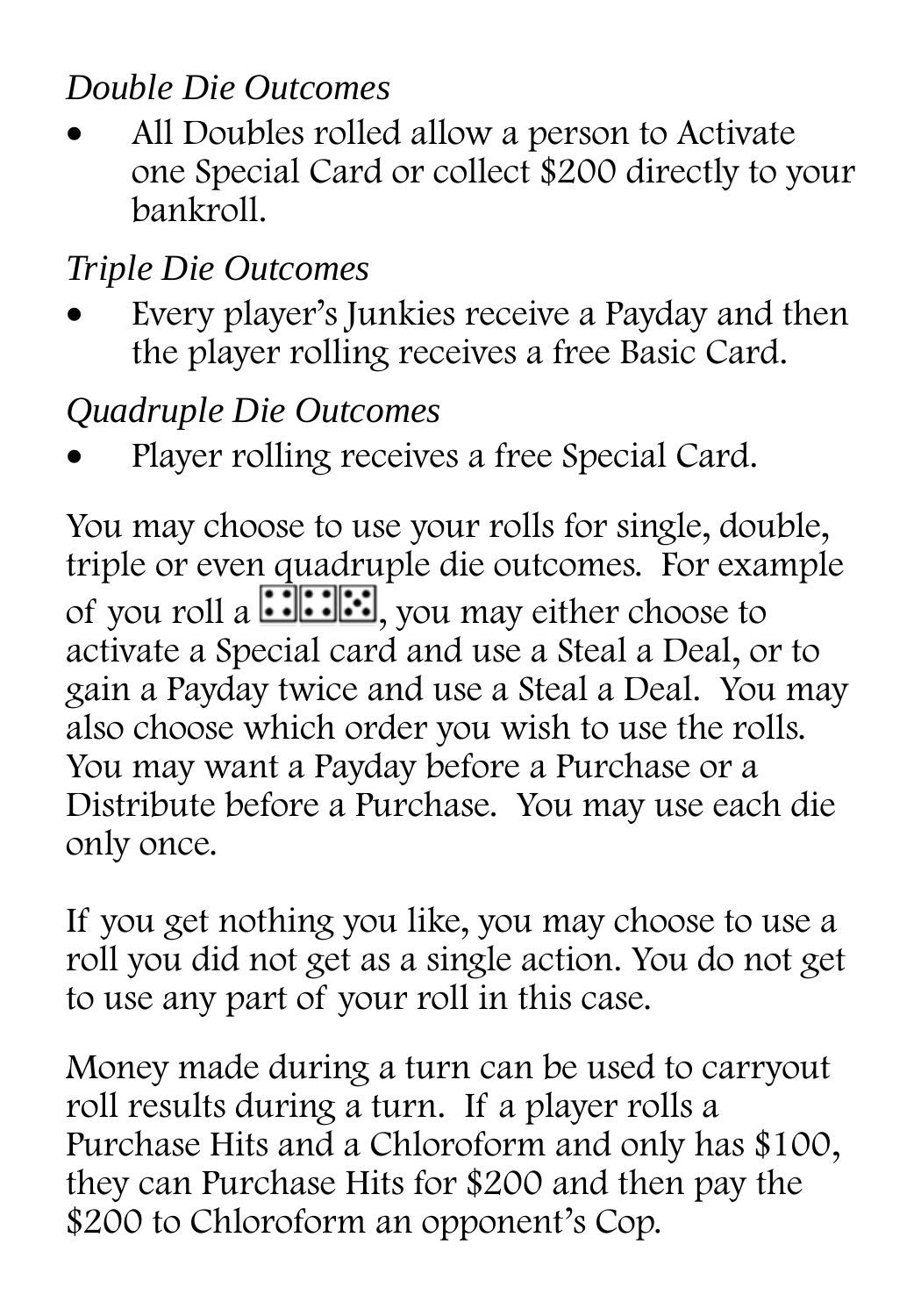*Double Die Outcomes*

- All Doubles rolled allow a person to Activate one Special Card or collect $200 directly to your bankroll.

*Triple Die Outcomes*

- Every player's Junkies receive a Payday and then the player rolling receives a free Basic Card.

*Quadruple Die Outcomes*

- Player rolling receives a free Special Card.

You may choose to use your rolls for single, double, triple or even quadruple die outcomes. For example of you roll a ⚃⚃⚄, you may either choose to activate a Special card and use a Steal a Deal, or to gain a Payday twice and use a Steal a Deal. You may also choose which order you wish to use the rolls. You may want a Payday before a Purchase or a Distribute before a Purchase. You may use each die only once.

If you get nothing you like, you may choose to use a roll you did not get as a single action. You do not get to use any part of your roll in this case.

Money made during a turn can be used to carryout roll results during a turn. If a player rolls a Purchase Hits and a Chloroform and only has $100, they can Purchase Hits for $200 and then pay the $200 to Chloroform an opponent's Cop.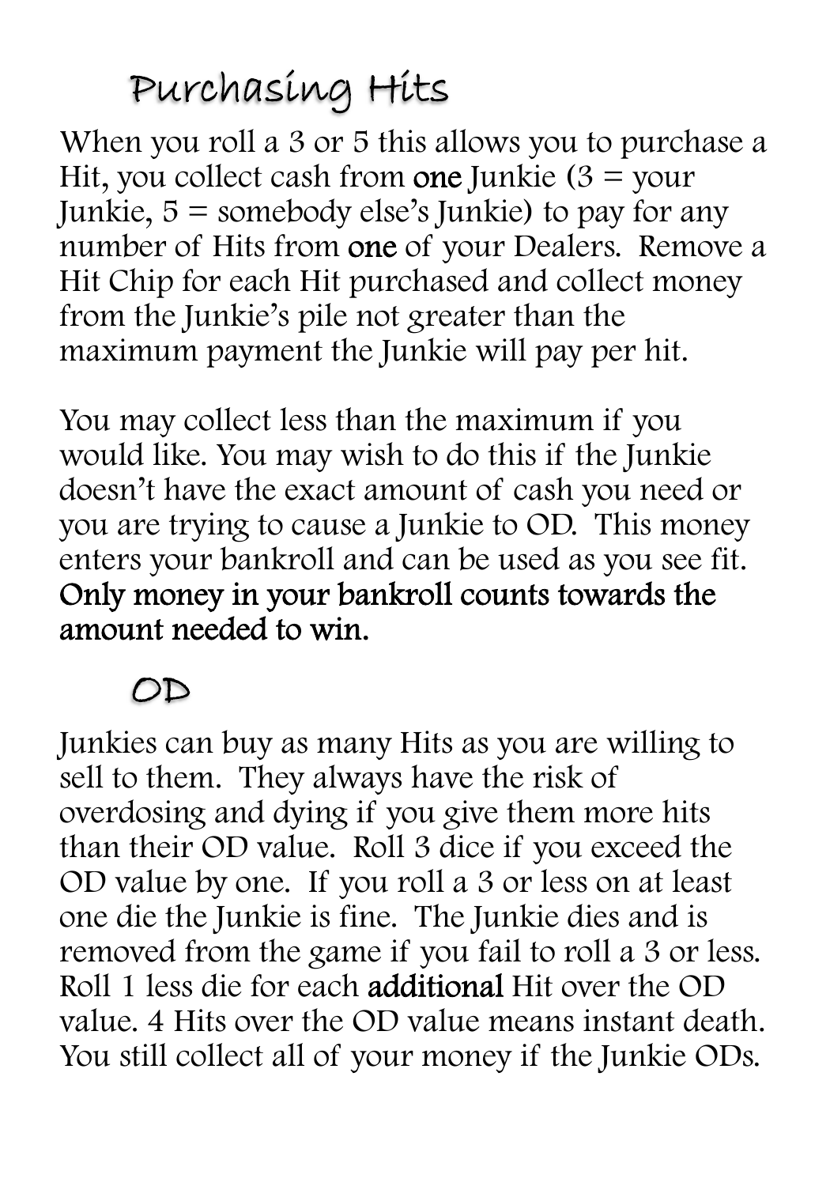## Purchasing Hits

When you roll a 3 or 5 this allows you to purchase a Hit, you collect cash from **one** Junkie (3 = your Junkie, 5 = somebody else's Junkie) to pay for any number of Hits from **one** of your Dealers. Remove a Hit Chip for each Hit purchased and collect money from the Junkie's pile not greater than the maximum payment the Junkie will pay per hit.

You may collect less than the maximum if you would like. You may wish to do this if the Junkie doesn't have the exact amount of cash you need or you are trying to cause a Junkie to OD. This money enters your bankroll and can be used as you see fit. **Only money in your bankroll counts towards the amount needed to win.**

## OD

Junkies can buy as many Hits as you are willing to sell to them. They always have the risk of overdosing and dying if you give them more hits than their OD value. Roll 3 dice if you exceed the OD value by one. If you roll a 3 or less on at least one die the Junkie is fine. The Junkie dies and is removed from the game if you fail to roll a 3 or less. Roll 1 less die for each **additional** Hit over the OD value. 4 Hits over the OD value means instant death. You still collect all of your money if the Junkie ODs.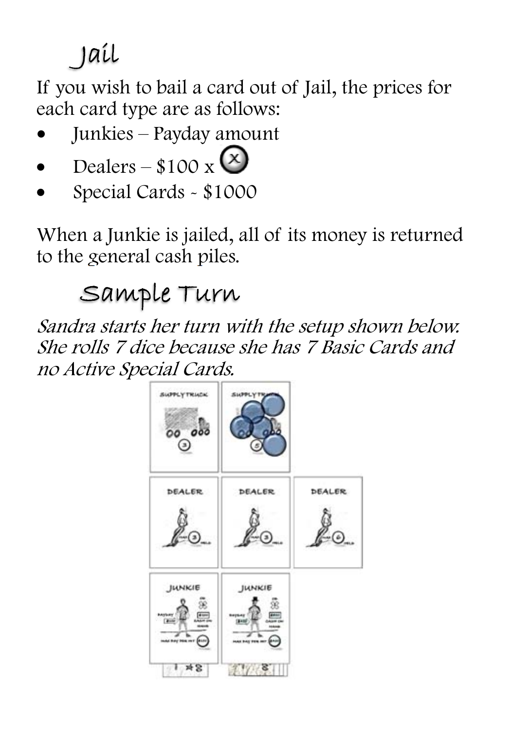# Jail

If you wish to bail a card out of Jail, the prices for each card type are as follows:

- Junkies – Payday amount
- Dealers – $100 x (X)
- Special Cards - $1000

When a Junkie is jailed, all of its money is returned to the general cash piles.

# Sample Turn

*Sandra starts her turn with the setup shown below. She rolls 7 dice because she has 7 Basic Cards and no Active Special Cards.*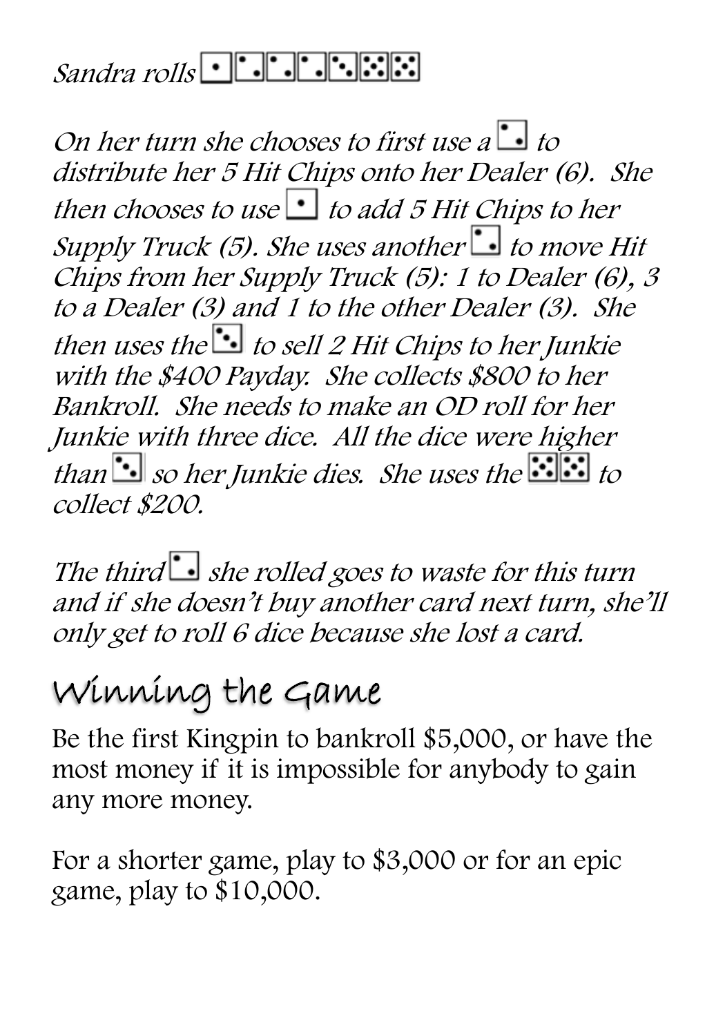*Sandra rolls ⚀⚁⚁⚁⚂⚄⚄*

*On her turn she chooses to first use a ⚁ to distribute her 5 Hit Chips onto her Dealer (6). She then chooses to use ⚀ to add 5 Hit Chips to her Supply Truck (5). She uses another ⚁ to move Hit Chips from her Supply Truck (5): 1 to Dealer (6), 3 to a Dealer (3) and 1 to the other Dealer (3). She then uses the ⚂ to sell 2 Hit Chips to her Junkie with the $400 Payday. She collects $800 to her Bankroll. She needs to make an OD roll for her Junkie with three dice. All the dice were higher than ⚂ so her Junkie dies. She uses the ⚄⚄ to collect $200.*

*The third ⚁ she rolled goes to waste for this turn and if she doesn't buy another card next turn, she'll only get to roll 6 dice because she lost a card.*

## Winning the Game

Be the first Kingpin to bankroll $5,000, or have the most money if it is impossible for anybody to gain any more money.

For a shorter game, play to $3,000 or for an epic game, play to $10,000.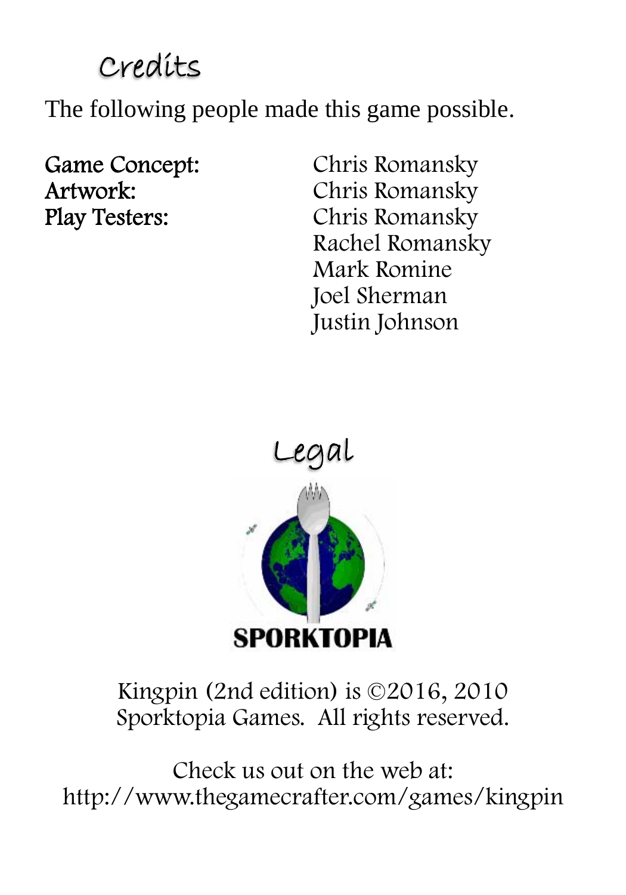# Credits

The following people made this game possible.

| | |
|---|---|
| **Game Concept:** | Chris Romansky |
| **Artwork:** | Chris Romansky |
| **Play Testers:** | Chris Romansky |
| | Rachel Romansky |
| | Mark Romine |
| | Joel Sherman |
| | Justin Johnson |

# Legal

SPORKTOPIA

Kingpin (2nd edition) is ©2016, 2010 Sporktopia Games. All rights reserved.

Check us out on the web at:
http://www.thegamecrafter.com/games/kingpin